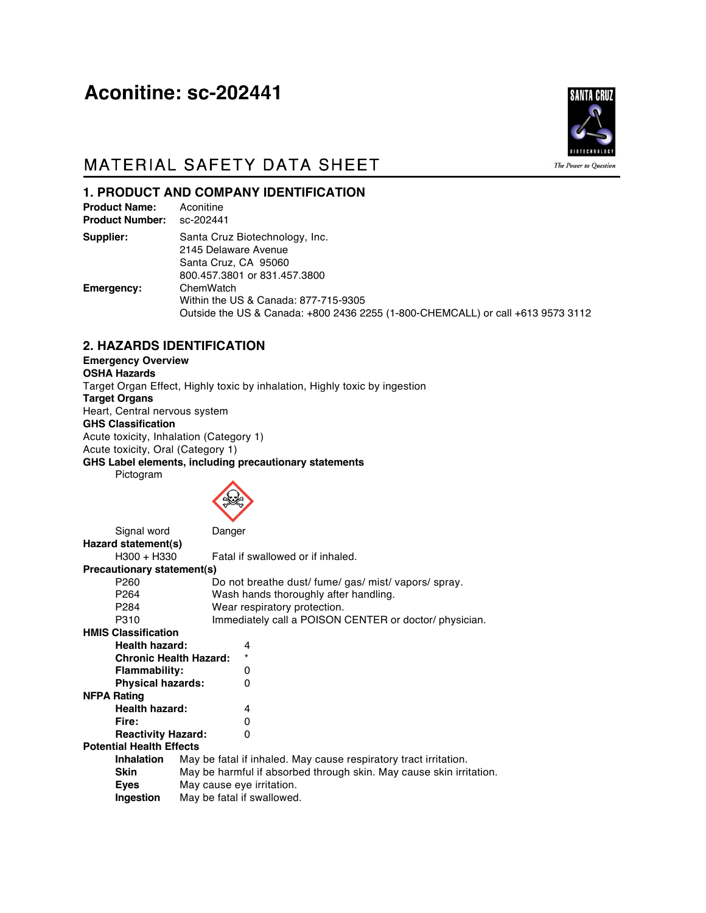# Aconitine: sc-202441

## MATERIAL SAFETY DATA SHEET

## 1. PRODUCT AND COMPANY IDENTIFICATION

**Product Name:** Aconitine
**Product Number:** sc-202441

**Supplier:** Santa Cruz Biotechnology, Inc.
2145 Delaware Avenue
Santa Cruz, CA 95060
800.457.3801 or 831.457.3800

**Emergency:** ChemWatch
Within the US & Canada: 877-715-9305
Outside the US & Canada: +800 2436 2255 (1-800-CHEMCALL) or call +613 9573 3112

## 2. HAZARDS IDENTIFICATION

**Emergency Overview**

**OSHA Hazards**

Target Organ Effect, Highly toxic by inhalation, Highly toxic by ingestion

**Target Organs**

Heart, Central nervous system

**GHS Classification**

Acute toxicity, Inhalation (Category 1)
Acute toxicity, Oral (Category 1)

**GHS Label elements, including precautionary statements**

Pictogram

Signal word: Danger

**Hazard statement(s)**

| | |
|---|---|
| H300 + H330 | Fatal if swallowed or if inhaled. |

**Precautionary statement(s)**

| | |
|---|---|
| P260 | Do not breathe dust/ fume/ gas/ mist/ vapors/ spray. |
| P264 | Wash hands thoroughly after handling. |
| P284 | Wear respiratory protection. |
| P310 | Immediately call a POISON CENTER or doctor/ physician. |

**HMIS Classification**

| | |
|---|---|
| **Health hazard:** | 4 |
| **Chronic Health Hazard:** | * |
| **Flammability:** | 0 |
| **Physical hazards:** | 0 |

**NFPA Rating**

| | |
|---|---|
| **Health hazard:** | 4 |
| **Fire:** | 0 |
| **Reactivity Hazard:** | 0 |

**Potential Health Effects**

| | |
|---|---|
| **Inhalation** | May be fatal if inhaled. May cause respiratory tract irritation. |
| **Skin** | May be harmful if absorbed through skin. May cause skin irritation. |
| **Eyes** | May cause eye irritation. |
| **Ingestion** | May be fatal if swallowed. |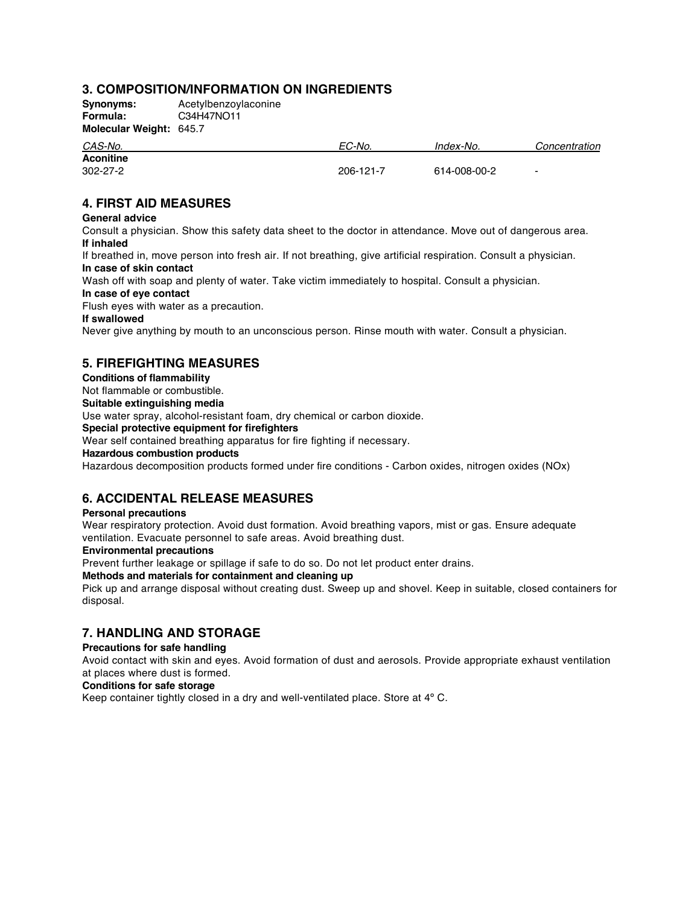## 3. COMPOSITION/INFORMATION ON INGREDIENTS

**Synonyms:** Acetylbenzoylaconine
**Formula:** $C_{34}H_{47}NO_{11}$
**Molecular Weight:** 645.7

| *CAS-No.* | *EC-No.* | *Index-No.* | *Concentration* |
|---|---|---|---|
| **Aconitine** | | | |
| 302-27-2 | 206-121-7 | 614-008-00-2 | - |

## 4. FIRST AID MEASURES

**General advice**
Consult a physician. Show this safety data sheet to the doctor in attendance. Move out of dangerous area.

**If inhaled**
If breathed in, move person into fresh air. If not breathing, give artificial respiration. Consult a physician.

**In case of skin contact**
Wash off with soap and plenty of water. Take victim immediately to hospital. Consult a physician.

**In case of eye contact**
Flush eyes with water as a precaution.

**If swallowed**
Never give anything by mouth to an unconscious person. Rinse mouth with water. Consult a physician.

## 5. FIREFIGHTING MEASURES

**Conditions of flammability**
Not flammable or combustible.

**Suitable extinguishing media**
Use water spray, alcohol-resistant foam, dry chemical or carbon dioxide.

**Special protective equipment for firefighters**
Wear self contained breathing apparatus for fire fighting if necessary.

**Hazardous combustion products**
Hazardous decomposition products formed under fire conditions - Carbon oxides, nitrogen oxides (NOx)

## 6. ACCIDENTAL RELEASE MEASURES

**Personal precautions**
Wear respiratory protection. Avoid dust formation. Avoid breathing vapors, mist or gas. Ensure adequate ventilation. Evacuate personnel to safe areas. Avoid breathing dust.

**Environmental precautions**
Prevent further leakage or spillage if safe to do so. Do not let product enter drains.

**Methods and materials for containment and cleaning up**
Pick up and arrange disposal without creating dust. Sweep up and shovel. Keep in suitable, closed containers for disposal.

## 7. HANDLING AND STORAGE

**Precautions for safe handling**
Avoid contact with skin and eyes. Avoid formation of dust and aerosols. Provide appropriate exhaust ventilation at places where dust is formed.

**Conditions for safe storage**
Keep container tightly closed in a dry and well-ventilated place. Store at 4º C.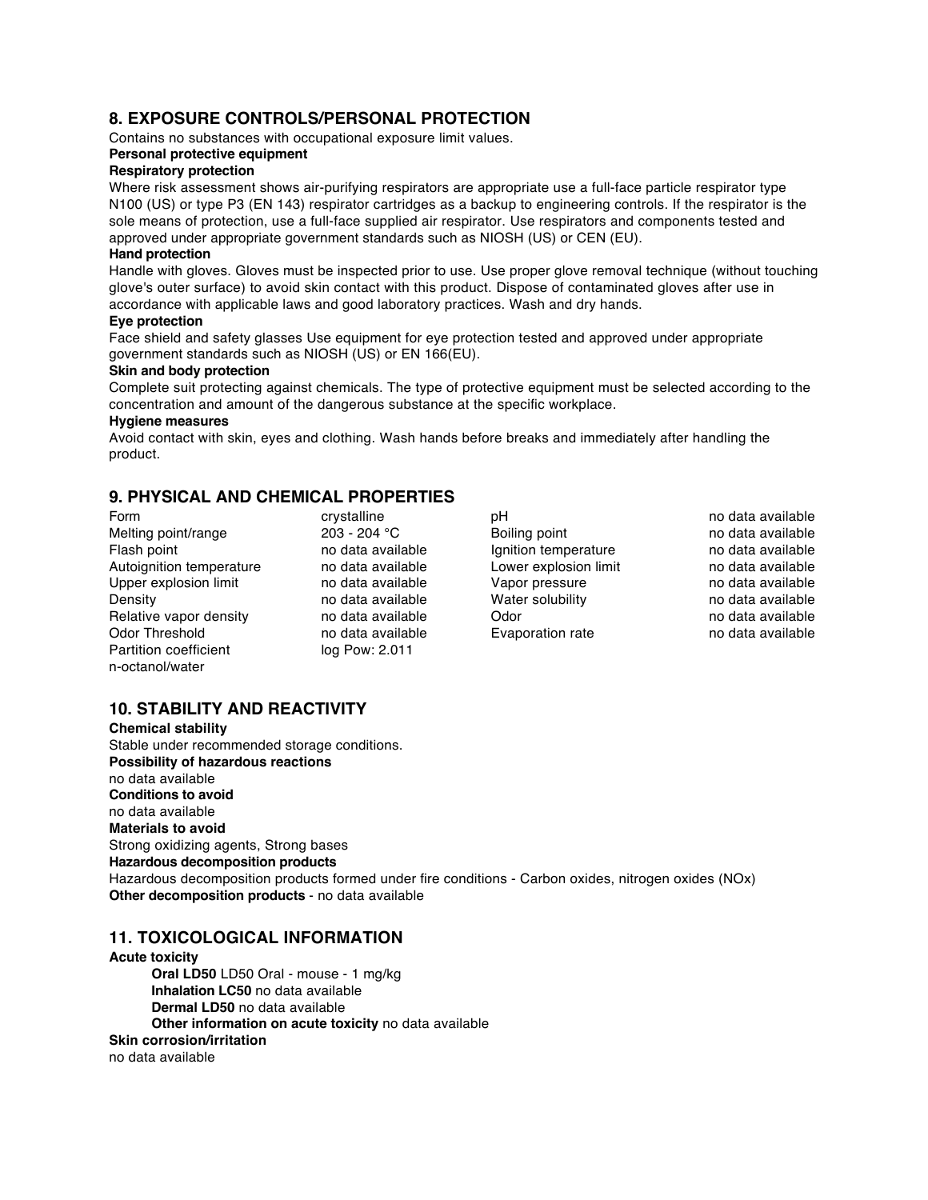## 8. EXPOSURE CONTROLS/PERSONAL PROTECTION

Contains no substances with occupational exposure limit values.

**Personal protective equipment**

**Respiratory protection**

Where risk assessment shows air-purifying respirators are appropriate use a full-face particle respirator type N100 (US) or type P3 (EN 143) respirator cartridges as a backup to engineering controls. If the respirator is the sole means of protection, use a full-face supplied air respirator. Use respirators and components tested and approved under appropriate government standards such as NIOSH (US) or CEN (EU).

**Hand protection**

Handle with gloves. Gloves must be inspected prior to use. Use proper glove removal technique (without touching glove's outer surface) to avoid skin contact with this product. Dispose of contaminated gloves after use in accordance with applicable laws and good laboratory practices. Wash and dry hands.

**Eye protection**

Face shield and safety glasses Use equipment for eye protection tested and approved under appropriate government standards such as NIOSH (US) or EN 166(EU).

**Skin and body protection**

Complete suit protecting against chemicals. The type of protective equipment must be selected according to the concentration and amount of the dangerous substance at the specific workplace.

**Hygiene measures**

Avoid contact with skin, eyes and clothing. Wash hands before breaks and immediately after handling the product.

## 9. PHYSICAL AND CHEMICAL PROPERTIES

| | | | |
|---|---|---|---|
| Form | crystalline | pH | no data available |
| Melting point/range | 203 - 204 °C | Boiling point | no data available |
| Flash point | no data available | Ignition temperature | no data available |
| Autoignition temperature | no data available | Lower explosion limit | no data available |
| Upper explosion limit | no data available | Vapor pressure | no data available |
| Density | no data available | Water solubility | no data available |
| Relative vapor density | no data available | Odor | no data available |
| Odor Threshold | no data available | Evaporation rate | no data available |
| Partition coefficient n-octanol/water | log Pow: 2.011 | | |

## 10. STABILITY AND REACTIVITY

**Chemical stability**

Stable under recommended storage conditions.

**Possibility of hazardous reactions**

no data available

**Conditions to avoid**

no data available

**Materials to avoid**

Strong oxidizing agents, Strong bases

**Hazardous decomposition products**

Hazardous decomposition products formed under fire conditions - Carbon oxides, nitrogen oxides (NOx)

**Other decomposition products** - no data available

## 11. TOXICOLOGICAL INFORMATION

**Acute toxicity**

**Oral LD50** LD50 Oral - mouse - 1 mg/kg

**Inhalation LC50** no data available

**Dermal LD50** no data available

**Other information on acute toxicity** no data available

**Skin corrosion/irritation**

no data available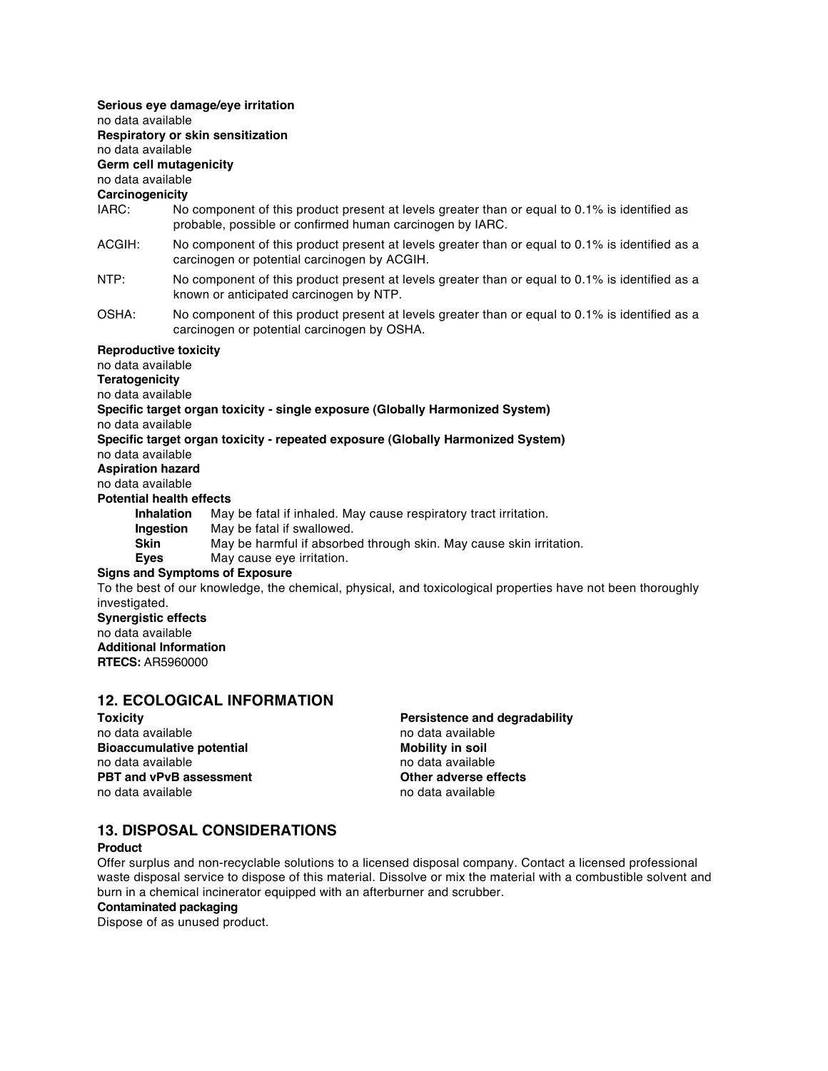**Serious eye damage/eye irritation**
no data available
**Respiratory or skin sensitization**
no data available
**Germ cell mutagenicity**
no data available
**Carcinogenicity**

IARC: No component of this product present at levels greater than or equal to 0.1% is identified as probable, possible or confirmed human carcinogen by IARC.

ACGIH: No component of this product present at levels greater than or equal to 0.1% is identified as a carcinogen or potential carcinogen by ACGIH.

NTP: No component of this product present at levels greater than or equal to 0.1% is identified as a known or anticipated carcinogen by NTP.

OSHA: No component of this product present at levels greater than or equal to 0.1% is identified as a carcinogen or potential carcinogen by OSHA.

**Reproductive toxicity**
no data available
**Teratogenicity**
no data available
**Specific target organ toxicity - single exposure (Globally Harmonized System)**
no data available
**Specific target organ toxicity - repeated exposure (Globally Harmonized System)**
no data available
**Aspiration hazard**
no data available
**Potential health effects**

- **Inhalation** May be fatal if inhaled. May cause respiratory tract irritation.
- **Ingestion** May be fatal if swallowed.
- **Skin** May be harmful if absorbed through skin. May cause skin irritation.
- **Eyes** May cause eye irritation.

**Signs and Symptoms of Exposure**
To the best of our knowledge, the chemical, physical, and toxicological properties have not been thoroughly investigated.
**Synergistic effects**
no data available
**Additional Information**
**RTECS:** AR5960000

## 12. ECOLOGICAL INFORMATION

**Toxicity**
no data available
**Bioaccumulative potential**
no data available
**PBT and vPvB assessment**
no data available
**Persistence and degradability**
no data available
**Mobility in soil**
no data available
**Other adverse effects**
no data available

## 13. DISPOSAL CONSIDERATIONS

**Product**
Offer surplus and non-recyclable solutions to a licensed disposal company. Contact a licensed professional waste disposal service to dispose of this material. Dissolve or mix the material with a combustible solvent and burn in a chemical incinerator equipped with an afterburner and scrubber.
**Contaminated packaging**
Dispose of as unused product.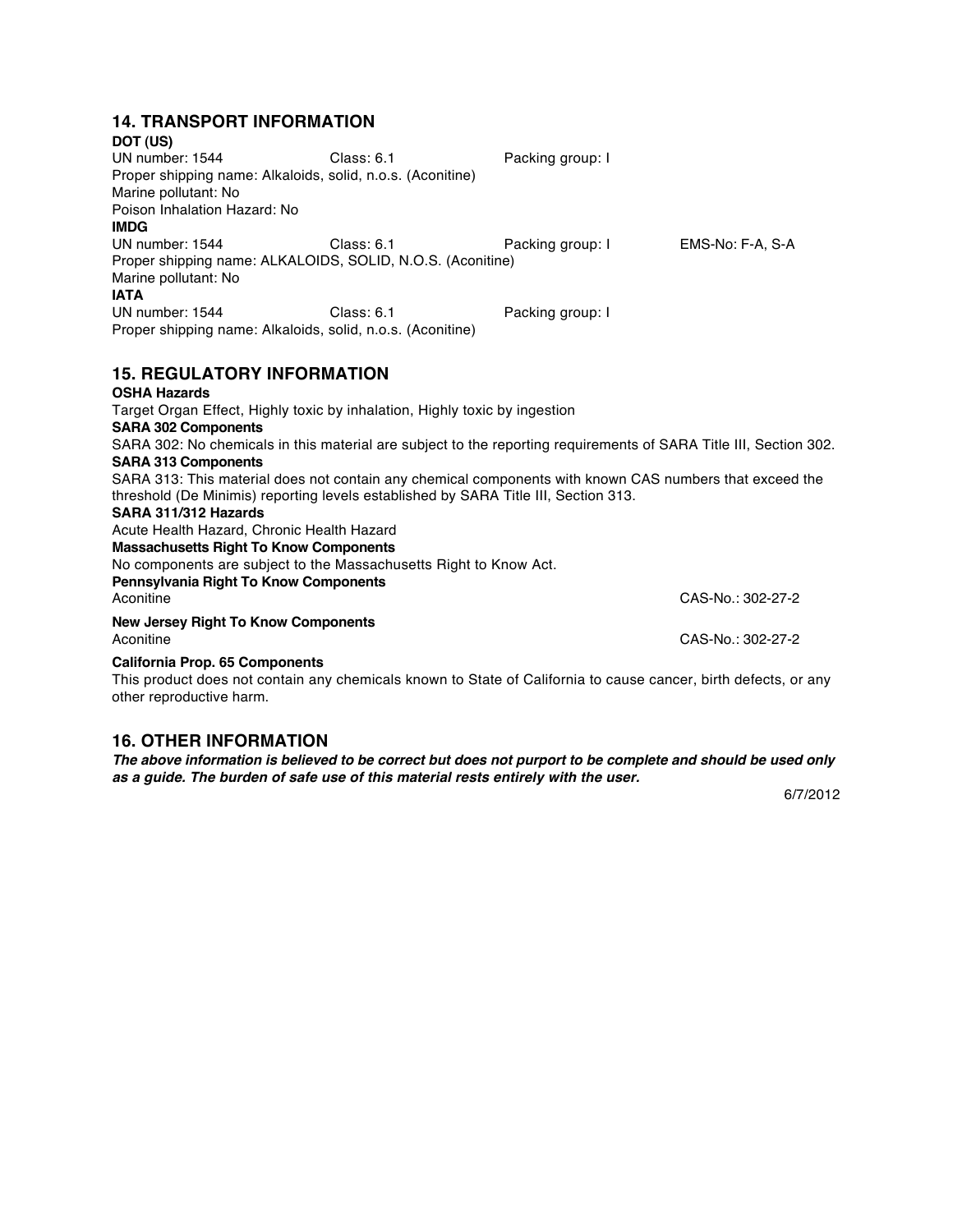## 14. TRANSPORT INFORMATION

**DOT (US)**

UN number: 1544 Class: 6.1 Packing group: I

Proper shipping name: Alkaloids, solid, n.o.s. (Aconitine)

Marine pollutant: No

Poison Inhalation Hazard: No

**IMDG**

UN number: 1544 Class: 6.1 Packing group: I EMS-No: F-A, S-A

Proper shipping name: ALKALOIDS, SOLID, N.O.S. (Aconitine)

Marine pollutant: No

**IATA**

UN number: 1544 Class: 6.1 Packing group: I

Proper shipping name: Alkaloids, solid, n.o.s. (Aconitine)

## 15. REGULATORY INFORMATION

**OSHA Hazards**

Target Organ Effect, Highly toxic by inhalation, Highly toxic by ingestion

**SARA 302 Components**

SARA 302: No chemicals in this material are subject to the reporting requirements of SARA Title III, Section 302.

**SARA 313 Components**

SARA 313: This material does not contain any chemical components with known CAS numbers that exceed the threshold (De Minimis) reporting levels established by SARA Title III, Section 313.

**SARA 311/312 Hazards**

Acute Health Hazard, Chronic Health Hazard

**Massachusetts Right To Know Components**

No components are subject to the Massachusetts Right to Know Act.

**Pennsylvania Right To Know Components**

Aconitine CAS-No.: 302-27-2

**New Jersey Right To Know Components**

Aconitine CAS-No.: 302-27-2

**California Prop. 65 Components**

This product does not contain any chemicals known to State of California to cause cancer, birth defects, or any other reproductive harm.

## 16. OTHER INFORMATION

***The above information is believed to be correct but does not purport to be complete and should be used only as a guide. The burden of safe use of this material rests entirely with the user.***

6/7/2012